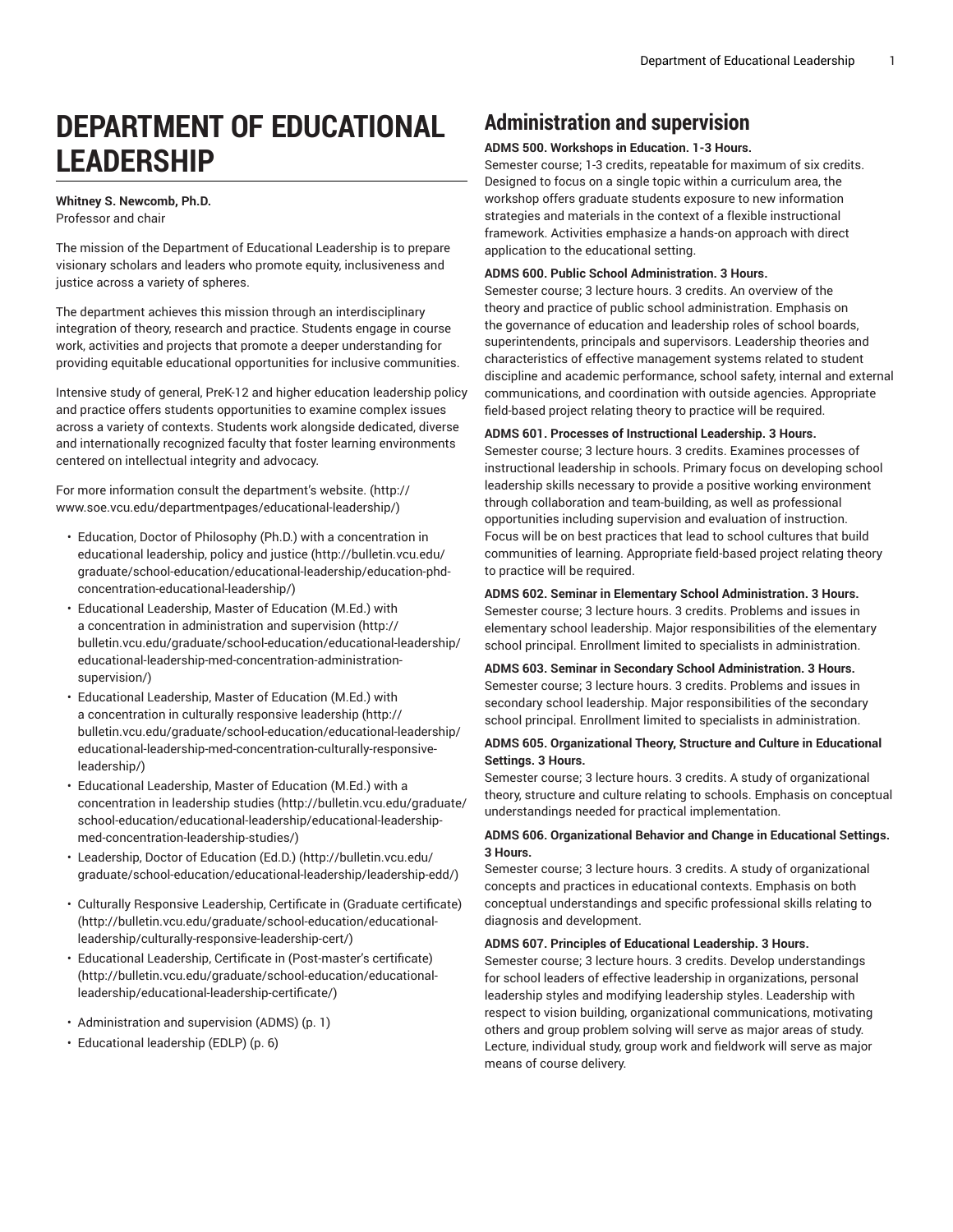# DEPARTMENT OF EDUCATIONAL LEADERSHIP

**Whitney S. Newcomb, Ph.D.**
Professor and chair

The mission of the Department of Educational Leadership is to prepare visionary scholars and leaders who promote equity, inclusiveness and justice across a variety of spheres.

The department achieves this mission through an interdisciplinary integration of theory, research and practice. Students engage in course work, activities and projects that promote a deeper understanding for providing equitable educational opportunities for inclusive communities.

Intensive study of general, PreK-12 and higher education leadership policy and practice offers students opportunities to examine complex issues across a variety of contexts. Students work alongside dedicated, diverse and internationally recognized faculty that foster learning environments centered on intellectual integrity and advocacy.

For more information consult the department's website. (http://www.soe.vcu.edu/departmentpages/educational-leadership/)

- Education, Doctor of Philosophy (Ph.D.) with a concentration in educational leadership, policy and justice (http://bulletin.vcu.edu/graduate/school-education/educational-leadership/education-phd-concentration-educational-leadership/)
- Educational Leadership, Master of Education (M.Ed.) with a concentration in administration and supervision (http://bulletin.vcu.edu/graduate/school-education/educational-leadership/educational-leadership-med-concentration-administration-supervision/)
- Educational Leadership, Master of Education (M.Ed.) with a concentration in culturally responsive leadership (http://bulletin.vcu.edu/graduate/school-education/educational-leadership/educational-leadership-med-concentration-culturally-responsive-leadership/)
- Educational Leadership, Master of Education (M.Ed.) with a concentration in leadership studies (http://bulletin.vcu.edu/graduate/school-education/educational-leadership/educational-leadership-med-concentration-leadership-studies/)
- Leadership, Doctor of Education (Ed.D.) (http://bulletin.vcu.edu/graduate/school-education/educational-leadership/leadership-edd/)
- Culturally Responsive Leadership, Certificate in (Graduate certificate) (http://bulletin.vcu.edu/graduate/school-education/educational-leadership/culturally-responsive-leadership-cert/)
- Educational Leadership, Certificate in (Post-master's certificate) (http://bulletin.vcu.edu/graduate/school-education/educational-leadership/educational-leadership-certificate/)
- Administration and supervision (ADMS) (p. 1)
- Educational leadership (EDLP) (p. 6)

## Administration and supervision

**ADMS 500. Workshops in Education. 1-3 Hours.**
Semester course; 1-3 credits, repeatable for maximum of six credits. Designed to focus on a single topic within a curriculum area, the workshop offers graduate students exposure to new information strategies and materials in the context of a flexible instructional framework. Activities emphasize a hands-on approach with direct application to the educational setting.

**ADMS 600. Public School Administration. 3 Hours.**
Semester course; 3 lecture hours. 3 credits. An overview of the theory and practice of public school administration. Emphasis on the governance of education and leadership roles of school boards, superintendents, principals and supervisors. Leadership theories and characteristics of effective management systems related to student discipline and academic performance, school safety, internal and external communications, and coordination with outside agencies. Appropriate field-based project relating theory to practice will be required.

**ADMS 601. Processes of Instructional Leadership. 3 Hours.**
Semester course; 3 lecture hours. 3 credits. Examines processes of instructional leadership in schools. Primary focus on developing school leadership skills necessary to provide a positive working environment through collaboration and team-building, as well as professional opportunities including supervision and evaluation of instruction. Focus will be on best practices that lead to school cultures that build communities of learning. Appropriate field-based project relating theory to practice will be required.

**ADMS 602. Seminar in Elementary School Administration. 3 Hours.**
Semester course; 3 lecture hours. 3 credits. Problems and issues in elementary school leadership. Major responsibilities of the elementary school principal. Enrollment limited to specialists in administration.

**ADMS 603. Seminar in Secondary School Administration. 3 Hours.**
Semester course; 3 lecture hours. 3 credits. Problems and issues in secondary school leadership. Major responsibilities of the secondary school principal. Enrollment limited to specialists in administration.

**ADMS 605. Organizational Theory, Structure and Culture in Educational Settings. 3 Hours.**
Semester course; 3 lecture hours. 3 credits. A study of organizational theory, structure and culture relating to schools. Emphasis on conceptual understandings needed for practical implementation.

**ADMS 606. Organizational Behavior and Change in Educational Settings. 3 Hours.**
Semester course; 3 lecture hours. 3 credits. A study of organizational concepts and practices in educational contexts. Emphasis on both conceptual understandings and specific professional skills relating to diagnosis and development.

**ADMS 607. Principles of Educational Leadership. 3 Hours.**
Semester course; 3 lecture hours. 3 credits. Develop understandings for school leaders of effective leadership in organizations, personal leadership styles and modifying leadership styles. Leadership with respect to vision building, organizational communications, motivating others and group problem solving will serve as major areas of study. Lecture, individual study, group work and fieldwork will serve as major means of course delivery.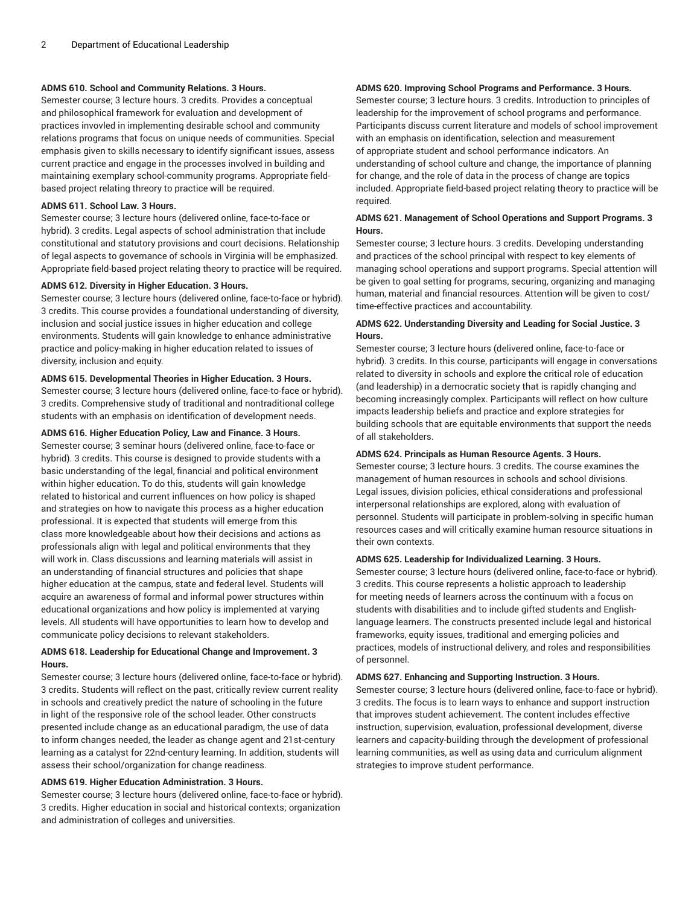**ADMS 610. School and Community Relations. 3 Hours.**

Semester course; 3 lecture hours. 3 credits. Provides a conceptual and philosophical framework for evaluation and development of practices invovled in implementing desirable school and community relations programs that focus on unique needs of communities. Special emphasis given to skills necessary to identify significant issues, assess current practice and engage in the processes involved in building and maintaining exemplary school-community programs. Appropriate field-based project relating threory to practice will be required.

**ADMS 611. School Law. 3 Hours.**

Semester course; 3 lecture hours (delivered online, face-to-face or hybrid). 3 credits. Legal aspects of school administration that include constitutional and statutory provisions and court decisions. Relationship of legal aspects to governance of schools in Virginia will be emphasized. Appropriate field-based project relating theory to practice will be required.

**ADMS 612. Diversity in Higher Education. 3 Hours.**

Semester course; 3 lecture hours (delivered online, face-to-face or hybrid). 3 credits. This course provides a foundational understanding of diversity, inclusion and social justice issues in higher education and college environments. Students will gain knowledge to enhance administrative practice and policy-making in higher education related to issues of diversity, inclusion and equity.

**ADMS 615. Developmental Theories in Higher Education. 3 Hours.**

Semester course; 3 lecture hours (delivered online, face-to-face or hybrid). 3 credits. Comprehensive study of traditional and nontraditional college students with an emphasis on identification of development needs.

**ADMS 616. Higher Education Policy, Law and Finance. 3 Hours.**

Semester course; 3 seminar hours (delivered online, face-to-face or hybrid). 3 credits. This course is designed to provide students with a basic understanding of the legal, financial and political environment within higher education. To do this, students will gain knowledge related to historical and current influences on how policy is shaped and strategies on how to navigate this process as a higher education professional. It is expected that students will emerge from this class more knowledgeable about how their decisions and actions as professionals align with legal and political environments that they will work in. Class discussions and learning materials will assist in an understanding of financial structures and policies that shape higher education at the campus, state and federal level. Students will acquire an awareness of formal and informal power structures within educational organizations and how policy is implemented at varying levels. All students will have opportunities to learn how to develop and communicate policy decisions to relevant stakeholders.

**ADMS 618. Leadership for Educational Change and Improvement. 3 Hours.**

Semester course; 3 lecture hours (delivered online, face-to-face or hybrid). 3 credits. Students will reflect on the past, critically review current reality in schools and creatively predict the nature of schooling in the future in light of the responsive role of the school leader. Other constructs presented include change as an educational paradigm, the use of data to inform changes needed, the leader as change agent and 21st-century learning as a catalyst for 22nd-century learning. In addition, students will assess their school/organization for change readiness.

**ADMS 619. Higher Education Administration. 3 Hours.**

Semester course; 3 lecture hours (delivered online, face-to-face or hybrid). 3 credits. Higher education in social and historical contexts; organization and administration of colleges and universities.

**ADMS 620. Improving School Programs and Performance. 3 Hours.**

Semester course; 3 lecture hours. 3 credits. Introduction to principles of leadership for the improvement of school programs and performance. Participants discuss current literature and models of school improvement with an emphasis on identification, selection and measurement of appropriate student and school performance indicators. An understanding of school culture and change, the importance of planning for change, and the role of data in the process of change are topics included. Appropriate field-based project relating theory to practice will be required.

**ADMS 621. Management of School Operations and Support Programs. 3 Hours.**

Semester course; 3 lecture hours. 3 credits. Developing understanding and practices of the school principal with respect to key elements of managing school operations and support programs. Special attention will be given to goal setting for programs, securing, organizing and managing human, material and financial resources. Attention will be given to cost/time-effective practices and accountability.

**ADMS 622. Understanding Diversity and Leading for Social Justice. 3 Hours.**

Semester course; 3 lecture hours (delivered online, face-to-face or hybrid). 3 credits. In this course, participants will engage in conversations related to diversity in schools and explore the critical role of education (and leadership) in a democratic society that is rapidly changing and becoming increasingly complex. Participants will reflect on how culture impacts leadership beliefs and practice and explore strategies for building schools that are equitable environments that support the needs of all stakeholders.

**ADMS 624. Principals as Human Resource Agents. 3 Hours.**

Semester course; 3 lecture hours. 3 credits. The course examines the management of human resources in schools and school divisions. Legal issues, division policies, ethical considerations and professional interpersonal relationships are explored, along with evaluation of personnel. Students will participate in problem-solving in specific human resources cases and will critically examine human resource situations in their own contexts.

**ADMS 625. Leadership for Individualized Learning. 3 Hours.**

Semester course; 3 lecture hours (delivered online, face-to-face or hybrid). 3 credits. This course represents a holistic approach to leadership for meeting needs of learners across the continuum with a focus on students with disabilities and to include gifted students and English-language learners. The constructs presented include legal and historical frameworks, equity issues, traditional and emerging policies and practices, models of instructional delivery, and roles and responsibilities of personnel.

**ADMS 627. Enhancing and Supporting Instruction. 3 Hours.**

Semester course; 3 lecture hours (delivered online, face-to-face or hybrid). 3 credits. The focus is to learn ways to enhance and support instruction that improves student achievement. The content includes effective instruction, supervision, evaluation, professional development, diverse learners and capacity-building through the development of professional learning communities, as well as using data and curriculum alignment strategies to improve student performance.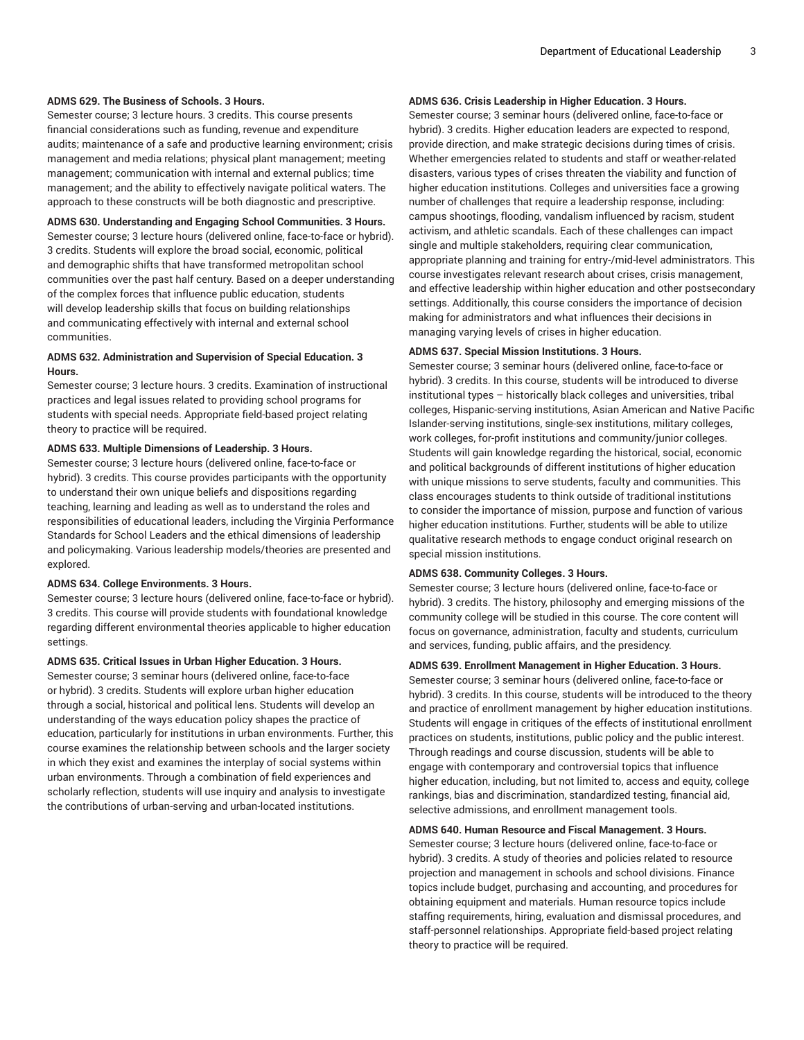**ADMS 629. The Business of Schools. 3 Hours.**

Semester course; 3 lecture hours. 3 credits. This course presents financial considerations such as funding, revenue and expenditure audits; maintenance of a safe and productive learning environment; crisis management and media relations; physical plant management; meeting management; communication with internal and external publics; time management; and the ability to effectively navigate political waters. The approach to these constructs will be both diagnostic and prescriptive.

**ADMS 630. Understanding and Engaging School Communities. 3 Hours.**

Semester course; 3 lecture hours (delivered online, face-to-face or hybrid). 3 credits. Students will explore the broad social, economic, political and demographic shifts that have transformed metropolitan school communities over the past half century. Based on a deeper understanding of the complex forces that influence public education, students will develop leadership skills that focus on building relationships and communicating effectively with internal and external school communities.

**ADMS 632. Administration and Supervision of Special Education. 3 Hours.**

Semester course; 3 lecture hours. 3 credits. Examination of instructional practices and legal issues related to providing school programs for students with special needs. Appropriate field-based project relating theory to practice will be required.

**ADMS 633. Multiple Dimensions of Leadership. 3 Hours.**

Semester course; 3 lecture hours (delivered online, face-to-face or hybrid). 3 credits. This course provides participants with the opportunity to understand their own unique beliefs and dispositions regarding teaching, learning and leading as well as to understand the roles and responsibilities of educational leaders, including the Virginia Performance Standards for School Leaders and the ethical dimensions of leadership and policymaking. Various leadership models/theories are presented and explored.

**ADMS 634. College Environments. 3 Hours.**

Semester course; 3 lecture hours (delivered online, face-to-face or hybrid). 3 credits. This course will provide students with foundational knowledge regarding different environmental theories applicable to higher education settings.

**ADMS 635. Critical Issues in Urban Higher Education. 3 Hours.**

Semester course; 3 seminar hours (delivered online, face-to-face or hybrid). 3 credits. Students will explore urban higher education through a social, historical and political lens. Students will develop an understanding of the ways education policy shapes the practice of education, particularly for institutions in urban environments. Further, this course examines the relationship between schools and the larger society in which they exist and examines the interplay of social systems within urban environments. Through a combination of field experiences and scholarly reflection, students will use inquiry and analysis to investigate the contributions of urban-serving and urban-located institutions.

**ADMS 636. Crisis Leadership in Higher Education. 3 Hours.**

Semester course; 3 seminar hours (delivered online, face-to-face or hybrid). 3 credits. Higher education leaders are expected to respond, provide direction, and make strategic decisions during times of crisis. Whether emergencies related to students and staff or weather-related disasters, various types of crises threaten the viability and function of higher education institutions. Colleges and universities face a growing number of challenges that require a leadership response, including: campus shootings, flooding, vandalism influenced by racism, student activism, and athletic scandals. Each of these challenges can impact single and multiple stakeholders, requiring clear communication, appropriate planning and training for entry-/mid-level administrators. This course investigates relevant research about crises, crisis management, and effective leadership within higher education and other postsecondary settings. Additionally, this course considers the importance of decision making for administrators and what influences their decisions in managing varying levels of crises in higher education.

**ADMS 637. Special Mission Institutions. 3 Hours.**

Semester course; 3 seminar hours (delivered online, face-to-face or hybrid). 3 credits. In this course, students will be introduced to diverse institutional types – historically black colleges and universities, tribal colleges, Hispanic-serving institutions, Asian American and Native Pacific Islander-serving institutions, single-sex institutions, military colleges, work colleges, for-profit institutions and community/junior colleges. Students will gain knowledge regarding the historical, social, economic and political backgrounds of different institutions of higher education with unique missions to serve students, faculty and communities. This class encourages students to think outside of traditional institutions to consider the importance of mission, purpose and function of various higher education institutions. Further, students will be able to utilize qualitative research methods to engage conduct original research on special mission institutions.

**ADMS 638. Community Colleges. 3 Hours.**

Semester course; 3 lecture hours (delivered online, face-to-face or hybrid). 3 credits. The history, philosophy and emerging missions of the community college will be studied in this course. The core content will focus on governance, administration, faculty and students, curriculum and services, funding, public affairs, and the presidency.

**ADMS 639. Enrollment Management in Higher Education. 3 Hours.**

Semester course; 3 seminar hours (delivered online, face-to-face or hybrid). 3 credits. In this course, students will be introduced to the theory and practice of enrollment management by higher education institutions. Students will engage in critiques of the effects of institutional enrollment practices on students, institutions, public policy and the public interest. Through readings and course discussion, students will be able to engage with contemporary and controversial topics that influence higher education, including, but not limited to, access and equity, college rankings, bias and discrimination, standardized testing, financial aid, selective admissions, and enrollment management tools.

**ADMS 640. Human Resource and Fiscal Management. 3 Hours.**

Semester course; 3 lecture hours (delivered online, face-to-face or hybrid). 3 credits. A study of theories and policies related to resource projection and management in schools and school divisions. Finance topics include budget, purchasing and accounting, and procedures for obtaining equipment and materials. Human resource topics include staffing requirements, hiring, evaluation and dismissal procedures, and staff-personnel relationships. Appropriate field-based project relating theory to practice will be required.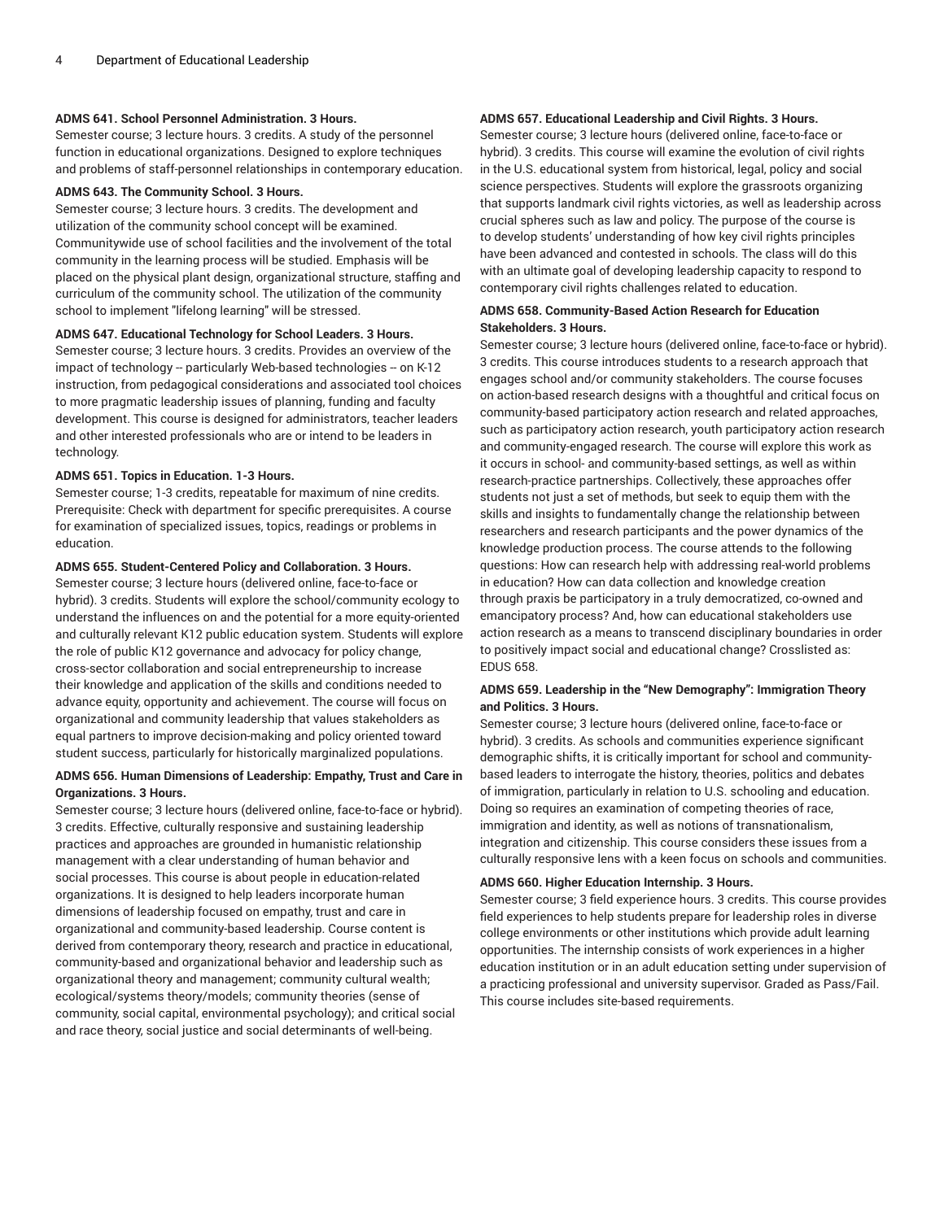**ADMS 641. School Personnel Administration. 3 Hours.**

Semester course; 3 lecture hours. 3 credits. A study of the personnel function in educational organizations. Designed to explore techniques and problems of staff-personnel relationships in contemporary education.

**ADMS 643. The Community School. 3 Hours.**

Semester course; 3 lecture hours. 3 credits. The development and utilization of the community school concept will be examined. Communitywide use of school facilities and the involvement of the total community in the learning process will be studied. Emphasis will be placed on the physical plant design, organizational structure, staffing and curriculum of the community school. The utilization of the community school to implement "lifelong learning" will be stressed.

**ADMS 647. Educational Technology for School Leaders. 3 Hours.**

Semester course; 3 lecture hours. 3 credits. Provides an overview of the impact of technology -- particularly Web-based technologies -- on K-12 instruction, from pedagogical considerations and associated tool choices to more pragmatic leadership issues of planning, funding and faculty development. This course is designed for administrators, teacher leaders and other interested professionals who are or intend to be leaders in technology.

**ADMS 651. Topics in Education. 1-3 Hours.**

Semester course; 1-3 credits, repeatable for maximum of nine credits. Prerequisite: Check with department for specific prerequisites. A course for examination of specialized issues, topics, readings or problems in education.

**ADMS 655. Student-Centered Policy and Collaboration. 3 Hours.**

Semester course; 3 lecture hours (delivered online, face-to-face or hybrid). 3 credits. Students will explore the school/community ecology to understand the influences on and the potential for a more equity-oriented and culturally relevant K12 public education system. Students will explore the role of public K12 governance and advocacy for policy change, cross-sector collaboration and social entrepreneurship to increase their knowledge and application of the skills and conditions needed to advance equity, opportunity and achievement. The course will focus on organizational and community leadership that values stakeholders as equal partners to improve decision-making and policy oriented toward student success, particularly for historically marginalized populations.

**ADMS 656. Human Dimensions of Leadership: Empathy, Trust and Care in Organizations. 3 Hours.**

Semester course; 3 lecture hours (delivered online, face-to-face or hybrid). 3 credits. Effective, culturally responsive and sustaining leadership practices and approaches are grounded in humanistic relationship management with a clear understanding of human behavior and social processes. This course is about people in education-related organizations. It is designed to help leaders incorporate human dimensions of leadership focused on empathy, trust and care in organizational and community-based leadership. Course content is derived from contemporary theory, research and practice in educational, community-based and organizational behavior and leadership such as organizational theory and management; community cultural wealth; ecological/systems theory/models; community theories (sense of community, social capital, environmental psychology); and critical social and race theory, social justice and social determinants of well-being.

**ADMS 657. Educational Leadership and Civil Rights. 3 Hours.**

Semester course; 3 lecture hours (delivered online, face-to-face or hybrid). 3 credits. This course will examine the evolution of civil rights in the U.S. educational system from historical, legal, policy and social science perspectives. Students will explore the grassroots organizing that supports landmark civil rights victories, as well as leadership across crucial spheres such as law and policy. The purpose of the course is to develop students' understanding of how key civil rights principles have been advanced and contested in schools. The class will do this with an ultimate goal of developing leadership capacity to respond to contemporary civil rights challenges related to education.

**ADMS 658. Community-Based Action Research for Education Stakeholders. 3 Hours.**

Semester course; 3 lecture hours (delivered online, face-to-face or hybrid). 3 credits. This course introduces students to a research approach that engages school and/or community stakeholders. The course focuses on action-based research designs with a thoughtful and critical focus on community-based participatory action research and related approaches, such as participatory action research, youth participatory action research and community-engaged research. The course will explore this work as it occurs in school- and community-based settings, as well as within research-practice partnerships. Collectively, these approaches offer students not just a set of methods, but seek to equip them with the skills and insights to fundamentally change the relationship between researchers and research participants and the power dynamics of the knowledge production process. The course attends to the following questions: How can research help with addressing real-world problems in education? How can data collection and knowledge creation through praxis be participatory in a truly democratized, co-owned and emancipatory process? And, how can educational stakeholders use action research as a means to transcend disciplinary boundaries in order to positively impact social and educational change? Crosslisted as: EDUS 658.

**ADMS 659. Leadership in the "New Demography": Immigration Theory and Politics. 3 Hours.**

Semester course; 3 lecture hours (delivered online, face-to-face or hybrid). 3 credits. As schools and communities experience significant demographic shifts, it is critically important for school and community-based leaders to interrogate the history, theories, politics and debates of immigration, particularly in relation to U.S. schooling and education. Doing so requires an examination of competing theories of race, immigration and identity, as well as notions of transnationalism, integration and citizenship. This course considers these issues from a culturally responsive lens with a keen focus on schools and communities.

**ADMS 660. Higher Education Internship. 3 Hours.**

Semester course; 3 field experience hours. 3 credits. This course provides field experiences to help students prepare for leadership roles in diverse college environments or other institutions which provide adult learning opportunities. The internship consists of work experiences in a higher education institution or in an adult education setting under supervision of a practicing professional and university supervisor. Graded as Pass/Fail. This course includes site-based requirements.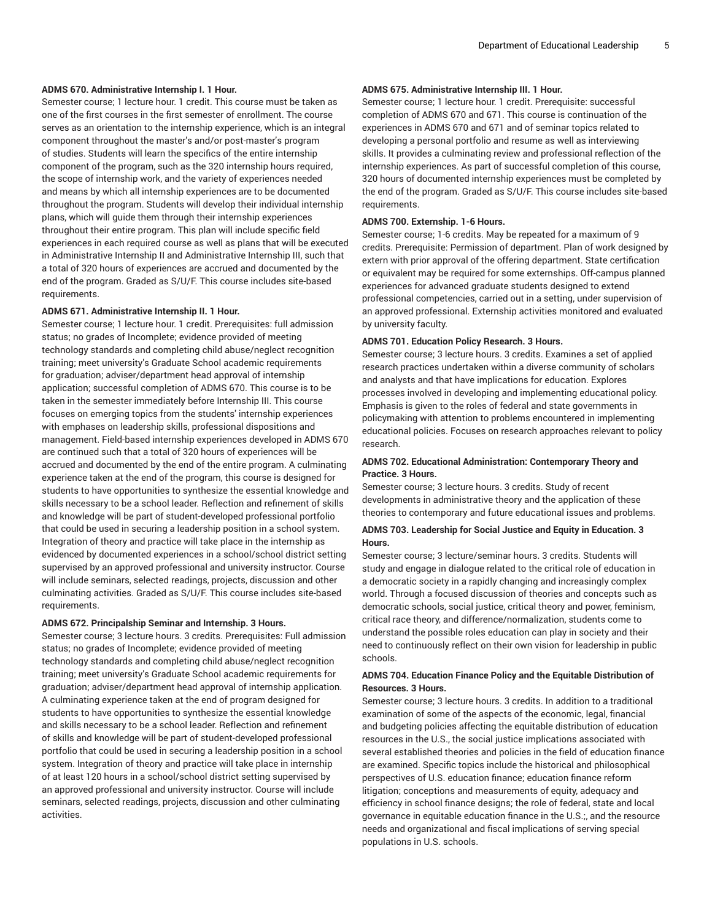**ADMS 670. Administrative Internship I. 1 Hour.**

Semester course; 1 lecture hour. 1 credit. This course must be taken as one of the first courses in the first semester of enrollment. The course serves as an orientation to the internship experience, which is an integral component throughout the master's and/or post-master's program of studies. Students will learn the specifics of the entire internship component of the program, such as the 320 internship hours required, the scope of internship work, and the variety of experiences needed and means by which all internship experiences are to be documented throughout the program. Students will develop their individual internship plans, which will guide them through their internship experiences throughout their entire program. This plan will include specific field experiences in each required course as well as plans that will be executed in Administrative Internship II and Administrative Internship III, such that a total of 320 hours of experiences are accrued and documented by the end of the program. Graded as S/U/F. This course includes site-based requirements.

**ADMS 671. Administrative Internship II. 1 Hour.**

Semester course; 1 lecture hour. 1 credit. Prerequisites: full admission status; no grades of Incomplete; evidence provided of meeting technology standards and completing child abuse/neglect recognition training; meet university's Graduate School academic requirements for graduation; adviser/department head approval of internship application; successful completion of ADMS 670. This course is to be taken in the semester immediately before Internship III. This course focuses on emerging topics from the students' internship experiences with emphases on leadership skills, professional dispositions and management. Field-based internship experiences developed in ADMS 670 are continued such that a total of 320 hours of experiences will be accrued and documented by the end of the entire program. A culminating experience taken at the end of the program, this course is designed for students to have opportunities to synthesize the essential knowledge and skills necessary to be a school leader. Reflection and refinement of skills and knowledge will be part of student-developed professional portfolio that could be used in securing a leadership position in a school system. Integration of theory and practice will take place in the internship as evidenced by documented experiences in a school/school district setting supervised by an approved professional and university instructor. Course will include seminars, selected readings, projects, discussion and other culminating activities. Graded as S/U/F. This course includes site-based requirements.

**ADMS 672. Principalship Seminar and Internship. 3 Hours.**

Semester course; 3 lecture hours. 3 credits. Prerequisites: Full admission status; no grades of Incomplete; evidence provided of meeting technology standards and completing child abuse/neglect recognition training; meet university's Graduate School academic requirements for graduation; adviser/department head approval of internship application. A culminating experience taken at the end of program designed for students to have opportunities to synthesize the essential knowledge and skills necessary to be a school leader. Reflection and refinement of skills and knowledge will be part of student-developed professional portfolio that could be used in securing a leadership position in a school system. Integration of theory and practice will take place in internship of at least 120 hours in a school/school district setting supervised by an approved professional and university instructor. Course will include seminars, selected readings, projects, discussion and other culminating activities.

**ADMS 675. Administrative Internship III. 1 Hour.**

Semester course; 1 lecture hour. 1 credit. Prerequisite: successful completion of ADMS 670 and 671. This course is continuation of the experiences in ADMS 670 and 671 and of seminar topics related to developing a personal portfolio and resume as well as interviewing skills. It provides a culminating review and professional reflection of the internship experiences. As part of successful completion of this course, 320 hours of documented internship experiences must be completed by the end of the program. Graded as S/U/F. This course includes site-based requirements.

**ADMS 700. Externship. 1-6 Hours.**

Semester course; 1-6 credits. May be repeated for a maximum of 9 credits. Prerequisite: Permission of department. Plan of work designed by extern with prior approval of the offering department. State certification or equivalent may be required for some externships. Off-campus planned experiences for advanced graduate students designed to extend professional competencies, carried out in a setting, under supervision of an approved professional. Externship activities monitored and evaluated by university faculty.

**ADMS 701. Education Policy Research. 3 Hours.**

Semester course; 3 lecture hours. 3 credits. Examines a set of applied research practices undertaken within a diverse community of scholars and analysts and that have implications for education. Explores processes involved in developing and implementing educational policy. Emphasis is given to the roles of federal and state governments in policymaking with attention to problems encountered in implementing educational policies. Focuses on research approaches relevant to policy research.

**ADMS 702. Educational Administration: Contemporary Theory and Practice. 3 Hours.**

Semester course; 3 lecture hours. 3 credits. Study of recent developments in administrative theory and the application of these theories to contemporary and future educational issues and problems.

**ADMS 703. Leadership for Social Justice and Equity in Education. 3 Hours.**

Semester course; 3 lecture/seminar hours. 3 credits. Students will study and engage in dialogue related to the critical role of education in a democratic society in a rapidly changing and increasingly complex world. Through a focused discussion of theories and concepts such as democratic schools, social justice, critical theory and power, feminism, critical race theory, and difference/normalization, students come to understand the possible roles education can play in society and their need to continuously reflect on their own vision for leadership in public schools.

**ADMS 704. Education Finance Policy and the Equitable Distribution of Resources. 3 Hours.**

Semester course; 3 lecture hours. 3 credits. In addition to a traditional examination of some of the aspects of the economic, legal, financial and budgeting policies affecting the equitable distribution of education resources in the U.S., the social justice implications associated with several established theories and policies in the field of education finance are examined. Specific topics include the historical and philosophical perspectives of U.S. education finance; education finance reform litigation; conceptions and measurements of equity, adequacy and efficiency in school finance designs; the role of federal, state and local governance in equitable education finance in the U.S.;, and the resource needs and organizational and fiscal implications of serving special populations in U.S. schools.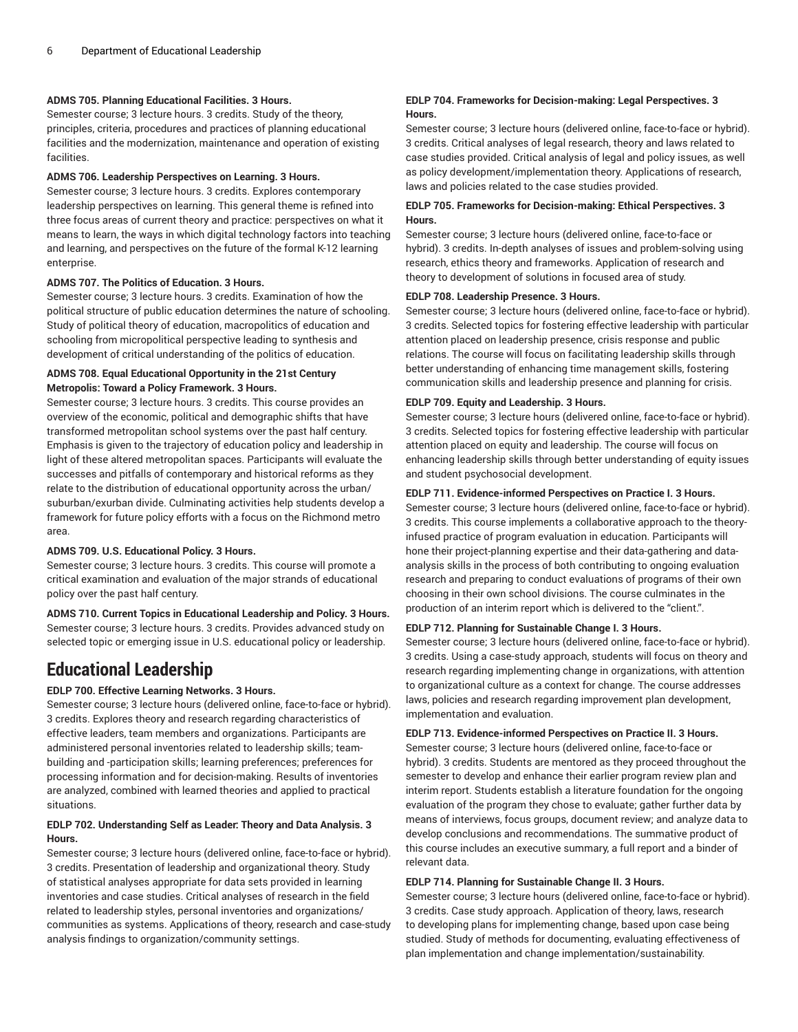**ADMS 705. Planning Educational Facilities. 3 Hours.**

Semester course; 3 lecture hours. 3 credits. Study of the theory, principles, criteria, procedures and practices of planning educational facilities and the modernization, maintenance and operation of existing facilities.

**ADMS 706. Leadership Perspectives on Learning. 3 Hours.**

Semester course; 3 lecture hours. 3 credits. Explores contemporary leadership perspectives on learning. This general theme is refined into three focus areas of current theory and practice: perspectives on what it means to learn, the ways in which digital technology factors into teaching and learning, and perspectives on the future of the formal K-12 learning enterprise.

**ADMS 707. The Politics of Education. 3 Hours.**

Semester course; 3 lecture hours. 3 credits. Examination of how the political structure of public education determines the nature of schooling. Study of political theory of education, macropolitics of education and schooling from micropolitical perspective leading to synthesis and development of critical understanding of the politics of education.

**ADMS 708. Equal Educational Opportunity in the 21st Century Metropolis: Toward a Policy Framework. 3 Hours.**

Semester course; 3 lecture hours. 3 credits. This course provides an overview of the economic, political and demographic shifts that have transformed metropolitan school systems over the past half century. Emphasis is given to the trajectory of education policy and leadership in light of these altered metropolitan spaces. Participants will evaluate the successes and pitfalls of contemporary and historical reforms as they relate to the distribution of educational opportunity across the urban/suburban/exurban divide. Culminating activities help students develop a framework for future policy efforts with a focus on the Richmond metro area.

**ADMS 709. U.S. Educational Policy. 3 Hours.**

Semester course; 3 lecture hours. 3 credits. This course will promote a critical examination and evaluation of the major strands of educational policy over the past half century.

**ADMS 710. Current Topics in Educational Leadership and Policy. 3 Hours.**

Semester course; 3 lecture hours. 3 credits. Provides advanced study on selected topic or emerging issue in U.S. educational policy or leadership.

# Educational Leadership

**EDLP 700. Effective Learning Networks. 3 Hours.**

Semester course; 3 lecture hours (delivered online, face-to-face or hybrid). 3 credits. Explores theory and research regarding characteristics of effective leaders, team members and organizations. Participants are administered personal inventories related to leadership skills; team-building and -participation skills; learning preferences; preferences for processing information and for decision-making. Results of inventories are analyzed, combined with learned theories and applied to practical situations.

**EDLP 702. Understanding Self as Leader: Theory and Data Analysis. 3 Hours.**

Semester course; 3 lecture hours (delivered online, face-to-face or hybrid). 3 credits. Presentation of leadership and organizational theory. Study of statistical analyses appropriate for data sets provided in learning inventories and case studies. Critical analyses of research in the field related to leadership styles, personal inventories and organizations/communities as systems. Applications of theory, research and case-study analysis findings to organization/community settings.

**EDLP 704. Frameworks for Decision-making: Legal Perspectives. 3 Hours.**

Semester course; 3 lecture hours (delivered online, face-to-face or hybrid). 3 credits. Critical analyses of legal research, theory and laws related to case studies provided. Critical analysis of legal and policy issues, as well as policy development/implementation theory. Applications of research, laws and policies related to the case studies provided.

**EDLP 705. Frameworks for Decision-making: Ethical Perspectives. 3 Hours.**

Semester course; 3 lecture hours (delivered online, face-to-face or hybrid). 3 credits. In-depth analyses of issues and problem-solving using research, ethics theory and frameworks. Application of research and theory to development of solutions in focused area of study.

**EDLP 708. Leadership Presence. 3 Hours.**

Semester course; 3 lecture hours (delivered online, face-to-face or hybrid). 3 credits. Selected topics for fostering effective leadership with particular attention placed on leadership presence, crisis response and public relations. The course will focus on facilitating leadership skills through better understanding of enhancing time management skills, fostering communication skills and leadership presence and planning for crisis.

**EDLP 709. Equity and Leadership. 3 Hours.**

Semester course; 3 lecture hours (delivered online, face-to-face or hybrid). 3 credits. Selected topics for fostering effective leadership with particular attention placed on equity and leadership. The course will focus on enhancing leadership skills through better understanding of equity issues and student psychosocial development.

**EDLP 711. Evidence-informed Perspectives on Practice I. 3 Hours.**

Semester course; 3 lecture hours (delivered online, face-to-face or hybrid). 3 credits. This course implements a collaborative approach to the theory-infused practice of program evaluation in education. Participants will hone their project-planning expertise and their data-gathering and data-analysis skills in the process of both contributing to ongoing evaluation research and preparing to conduct evaluations of programs of their own choosing in their own school divisions. The course culminates in the production of an interim report which is delivered to the "client.".

**EDLP 712. Planning for Sustainable Change I. 3 Hours.**

Semester course; 3 lecture hours (delivered online, face-to-face or hybrid). 3 credits. Using a case-study approach, students will focus on theory and research regarding implementing change in organizations, with attention to organizational culture as a context for change. The course addresses laws, policies and research regarding improvement plan development, implementation and evaluation.

**EDLP 713. Evidence-informed Perspectives on Practice II. 3 Hours.**

Semester course; 3 lecture hours (delivered online, face-to-face or hybrid). 3 credits. Students are mentored as they proceed throughout the semester to develop and enhance their earlier program review plan and interim report. Students establish a literature foundation for the ongoing evaluation of the program they chose to evaluate; gather further data by means of interviews, focus groups, document review; and analyze data to develop conclusions and recommendations. The summative product of this course includes an executive summary, a full report and a binder of relevant data.

**EDLP 714. Planning for Sustainable Change II. 3 Hours.**

Semester course; 3 lecture hours (delivered online, face-to-face or hybrid). 3 credits. Case study approach. Application of theory, laws, research to developing plans for implementing change, based upon case being studied. Study of methods for documenting, evaluating effectiveness of plan implementation and change implementation/sustainability.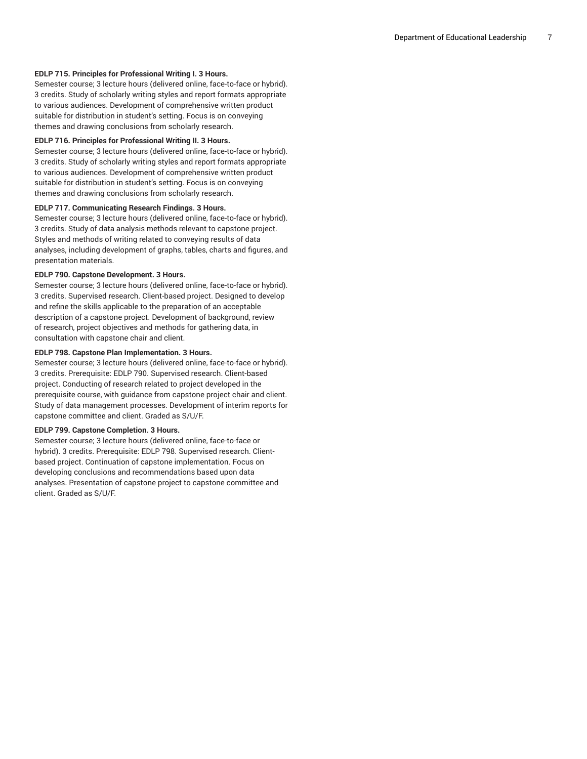**EDLP 715. Principles for Professional Writing I. 3 Hours.**
Semester course; 3 lecture hours (delivered online, face-to-face or hybrid). 3 credits. Study of scholarly writing styles and report formats appropriate to various audiences. Development of comprehensive written product suitable for distribution in student's setting. Focus is on conveying themes and drawing conclusions from scholarly research.

**EDLP 716. Principles for Professional Writing II. 3 Hours.**
Semester course; 3 lecture hours (delivered online, face-to-face or hybrid). 3 credits. Study of scholarly writing styles and report formats appropriate to various audiences. Development of comprehensive written product suitable for distribution in student's setting. Focus is on conveying themes and drawing conclusions from scholarly research.

**EDLP 717. Communicating Research Findings. 3 Hours.**
Semester course; 3 lecture hours (delivered online, face-to-face or hybrid). 3 credits. Study of data analysis methods relevant to capstone project. Styles and methods of writing related to conveying results of data analyses, including development of graphs, tables, charts and figures, and presentation materials.

**EDLP 790. Capstone Development. 3 Hours.**
Semester course; 3 lecture hours (delivered online, face-to-face or hybrid). 3 credits. Supervised research. Client-based project. Designed to develop and refine the skills applicable to the preparation of an acceptable description of a capstone project. Development of background, review of research, project objectives and methods for gathering data, in consultation with capstone chair and client.

**EDLP 798. Capstone Plan Implementation. 3 Hours.**
Semester course; 3 lecture hours (delivered online, face-to-face or hybrid). 3 credits. Prerequisite: EDLP 790. Supervised research. Client-based project. Conducting of research related to project developed in the prerequisite course, with guidance from capstone project chair and client. Study of data management processes. Development of interim reports for capstone committee and client. Graded as S/U/F.

**EDLP 799. Capstone Completion. 3 Hours.**
Semester course; 3 lecture hours (delivered online, face-to-face or hybrid). 3 credits. Prerequisite: EDLP 798. Supervised research. Client-based project. Continuation of capstone implementation. Focus on developing conclusions and recommendations based upon data analyses. Presentation of capstone project to capstone committee and client. Graded as S/U/F.